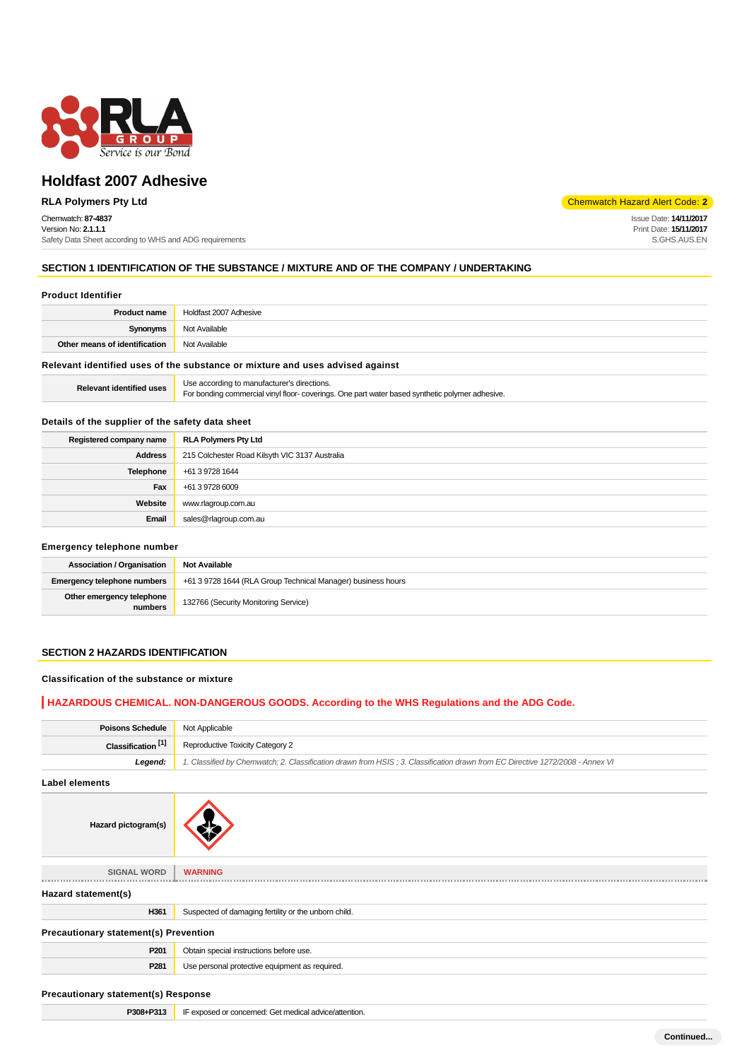# Holdfast 2007 Adhesive

**RLA Polymers Pty Ltd**

Chemwatch Hazard Alert Code: **2**

Chemwatch: **87-4837**
Version No: **2.1.1.1**
Safety Data Sheet according to WHS and ADG requirements

Issue Date: **14/11/2017**
Print Date: **15/11/2017**
S.GHS.AUS.EN

## SECTION 1 IDENTIFICATION OF THE SUBSTANCE / MIXTURE AND OF THE COMPANY / UNDERTAKING

### Product Identifier

| | |
|---|---|
| **Product name** | Holdfast 2007 Adhesive |
| **Synonyms** | Not Available |
| **Other means of identification** | Not Available |

### Relevant identified uses of the substance or mixture and uses advised against

| | |
|---|---|
| **Relevant identified uses** | Use according to manufacturer's directions.<br>For bonding commercial vinyl floor- coverings. One part water based synthetic polymer adhesive. |

### Details of the supplier of the safety data sheet

| | |
|---|---|
| **Registered company name** | **RLA Polymers Pty Ltd** |
| **Address** | 215 Colchester Road Kilsyth VIC 3137 Australia |
| **Telephone** | +61 3 9728 1644 |
| **Fax** | +61 3 9728 6009 |
| **Website** | www.rlagroup.com.au |
| **Email** | sales@rlagroup.com.au |

### Emergency telephone number

| | |
|---|---|
| **Association / Organisation** | **Not Available** |
| **Emergency telephone numbers** | +61 3 9728 1644 (RLA Group Technical Manager) business hours |
| **Other emergency telephone numbers** | 132766 (Security Monitoring Service) |

## SECTION 2 HAZARDS IDENTIFICATION

### Classification of the substance or mixture

**HAZARDOUS CHEMICAL. NON-DANGEROUS GOODS. According to the WHS Regulations and the ADG Code.**

| | |
|---|---|
| **Poisons Schedule** | Not Applicable |
| **Classification [1]** | Reproductive Toxicity Category 2 |
| ***Legend:*** | *1. Classified by Chemwatch; 2. Classification drawn from HSIS ; 3. Classification drawn from EC Directive 1272/2008 - Annex VI* |

### Label elements

| | |
|---|---|
| **Hazard pictogram(s)** | |
| SIGNAL WORD | **WARNING** |

### Hazard statement(s)

| | |
|---|---|
| **H361** | Suspected of damaging fertility or the unborn child. |

### Precautionary statement(s) Prevention

| | |
|---|---|
| **P201** | Obtain special instructions before use. |
| **P281** | Use personal protective equipment as required. |

### Precautionary statement(s) Response

| | |
|---|---|
| **P308+P313** | IF exposed or concerned: Get medical advice/attention. |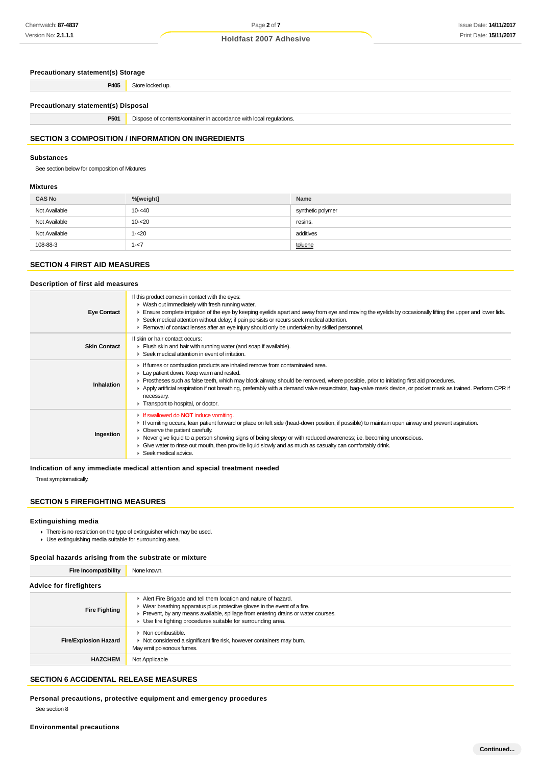### Precautionary statement(s) Storage

| | |
|---|---|
| **P405** | Store locked up. |

### Precautionary statement(s) Disposal

| | |
|---|---|
| **P501** | Dispose of contents/container in accordance with local regulations. |

## SECTION 3 COMPOSITION / INFORMATION ON INGREDIENTS

### Substances

See section below for composition of Mixtures

### Mixtures

| CAS No | %[weight] | Name |
|---|---|---|
| Not Available | 10-<40 | synthetic polymer |
| Not Available | 10-<20 | resins. |
| Not Available | 1-<20 | additives |
| 108-88-3 | 1-<7 | toluene |

## SECTION 4 FIRST AID MEASURES

### Description of first aid measures

| | |
|---|---|
| **Eye Contact** | If this product comes in contact with the eyes:<br>- Wash out immediately with fresh running water.<br>- Ensure complete irrigation of the eye by keeping eyelids apart and away from eye and moving the eyelids by occasionally lifting the upper and lower lids.<br>- Seek medical attention without delay; if pain persists or recurs seek medical attention.<br>- Removal of contact lenses after an eye injury should only be undertaken by skilled personnel. |
| **Skin Contact** | If skin or hair contact occurs:<br>- Flush skin and hair with running water (and soap if available).<br>- Seek medical attention in event of irritation. |
| **Inhalation** | - If fumes or combustion products are inhaled remove from contaminated area.<br>- Lay patient down. Keep warm and rested.<br>- Prostheses such as false teeth, which may block airway, should be removed, where possible, prior to initiating first aid procedures.<br>- Apply artificial respiration if not breathing, preferably with a demand valve resuscitator, bag-valve mask device, or pocket mask as trained. Perform CPR if necessary.<br>- Transport to hospital, or doctor. |
| **Ingestion** | - If swallowed do **NOT** induce vomiting.<br>- If vomiting occurs, lean patient forward or place on left side (head-down position, if possible) to maintain open airway and prevent aspiration.<br>- Observe the patient carefully.<br>- Never give liquid to a person showing signs of being sleepy or with reduced awareness; i.e. becoming unconscious.<br>- Give water to rinse out mouth, then provide liquid slowly and as much as casualty can comfortably drink.<br>- Seek medical advice. |

### Indication of any immediate medical attention and special treatment needed

Treat symptomatically.

## SECTION 5 FIREFIGHTING MEASURES

### Extinguishing media

- There is no restriction on the type of extinguisher which may be used.
- Use extinguishing media suitable for surrounding area.

### Special hazards arising from the substrate or mixture

| | |
|---|---|
| **Fire Incompatibility** | None known. |

### Advice for firefighters

| | |
|---|---|
| **Fire Fighting** | - Alert Fire Brigade and tell them location and nature of hazard.<br>- Wear breathing apparatus plus protective gloves in the event of a fire.<br>- Prevent, by any means available, spillage from entering drains or water courses.<br>- Use fire fighting procedures suitable for surrounding area. |
| **Fire/Explosion Hazard** | - Non combustible.<br>- Not considered a significant fire risk, however containers may burn.<br>May emit poisonous fumes. |
| **HAZCHEM** | Not Applicable |

## SECTION 6 ACCIDENTAL RELEASE MEASURES

### Personal precautions, protective equipment and emergency procedures

See section 8

### Environmental precautions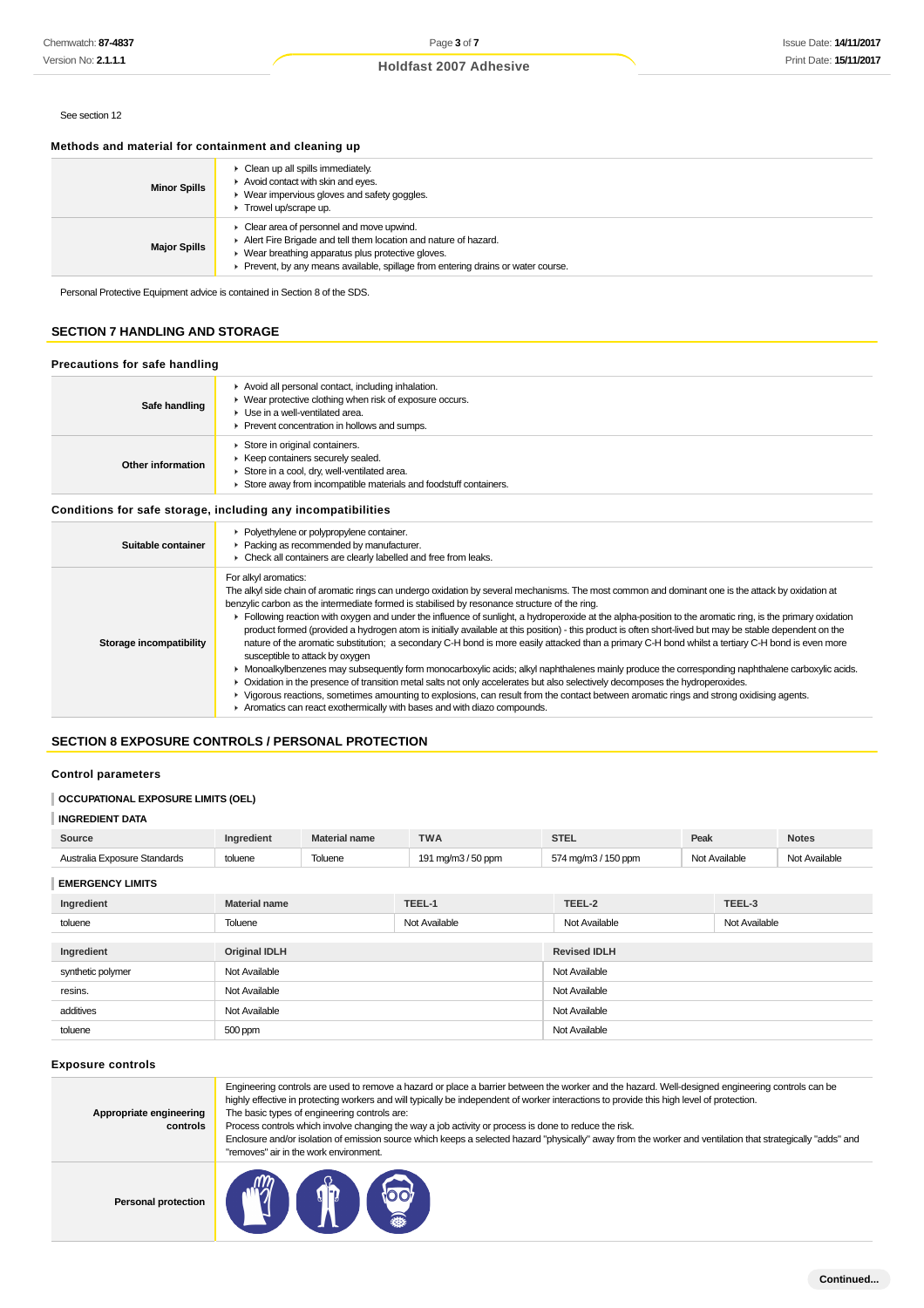See section 12

### Methods and material for containment and cleaning up

| | |
|---|---|
| **Minor Spills** | ▸ Clean up all spills immediately.<br>▸ Avoid contact with skin and eyes.<br>▸ Wear impervious gloves and safety goggles.<br>▸ Trowel up/scrape up. |
| **Major Spills** | ▸ Clear area of personnel and move upwind.<br>▸ Alert Fire Brigade and tell them location and nature of hazard.<br>▸ Wear breathing apparatus plus protective gloves.<br>▸ Prevent, by any means available, spillage from entering drains or water course. |

Personal Protective Equipment advice is contained in Section 8 of the SDS.

## SECTION 7 HANDLING AND STORAGE

### Precautions for safe handling

| | |
|---|---|
| **Safe handling** | ▸ Avoid all personal contact, including inhalation.<br>▸ Wear protective clothing when risk of exposure occurs.<br>▸ Use in a well-ventilated area.<br>▸ Prevent concentration in hollows and sumps. |
| **Other information** | ▸ Store in original containers.<br>▸ Keep containers securely sealed.<br>▸ Store in a cool, dry, well-ventilated area.<br>▸ Store away from incompatible materials and foodstuff containers. |

### Conditions for safe storage, including any incompatibilities

| | |
|---|---|
| **Suitable container** | ▸ Polyethylene or polypropylene container.<br>▸ Packing as recommended by manufacturer.<br>▸ Check all containers are clearly labelled and free from leaks. |
| **Storage incompatibility** | For alkyl aromatics:<br>The alkyl side chain of aromatic rings can undergo oxidation by several mechanisms. The most common and dominant one is the attack by oxidation at benzylic carbon as the intermediate formed is stabilised by resonance structure of the ring.<br>▸ Following reaction with oxygen and under the influence of sunlight, a hydroperoxide at the alpha-position to the aromatic ring, is the primary oxidation product formed (provided a hydrogen atom is initially available at this position) - this product is often short-lived but may be stable dependent on the nature of the aromatic substitution; a secondary C-H bond is more easily attacked than a primary C-H bond whilst a tertiary C-H bond is even more susceptible to attack by oxygen<br>▸ Monoalkylbenzenes may subsequently form monocarboxylic acids; alkyl naphthalenes mainly produce the corresponding naphthalene carboxylic acids.<br>▸ Oxidation in the presence of transition metal salts not only accelerates but also selectively decomposes the hydroperoxides.<br>▸ Vigorous reactions, sometimes amounting to explosions, can result from the contact between aromatic rings and strong oxidising agents.<br>▸ Aromatics can react exothermically with bases and with diazo compounds. |

## SECTION 8 EXPOSURE CONTROLS / PERSONAL PROTECTION

### Control parameters

**OCCUPATIONAL EXPOSURE LIMITS (OEL)**

**INGREDIENT DATA**

| Source | Ingredient | Material name | TWA | STEL | Peak | Notes |
|---|---|---|---|---|---|---|
| Australia Exposure Standards | toluene | Toluene | 191 mg/m3 / 50 ppm | 574 mg/m3 / 150 ppm | Not Available | Not Available |

**EMERGENCY LIMITS**

| Ingredient | Material name | TEEL-1 | TEEL-2 | TEEL-3 |
|---|---|---|---|---|
| toluene | Toluene | Not Available | Not Available | Not Available |

| Ingredient | Original IDLH | Revised IDLH |
|---|---|---|
| synthetic polymer | Not Available | Not Available |
| resins. | Not Available | Not Available |
| additives | Not Available | Not Available |
| toluene | 500 ppm | Not Available |

### Exposure controls

| | |
|---|---|
| **Appropriate engineering controls** | Engineering controls are used to remove a hazard or place a barrier between the worker and the hazard. Well-designed engineering controls can be highly effective in protecting workers and will typically be independent of worker interactions to provide this high level of protection.<br>The basic types of engineering controls are:<br>Process controls which involve changing the way a job activity or process is done to reduce the risk.<br>Enclosure and/or isolation of emission source which keeps a selected hazard "physically" away from the worker and ventilation that strategically "adds" and "removes" air in the work environment. |
| **Personal protection** | |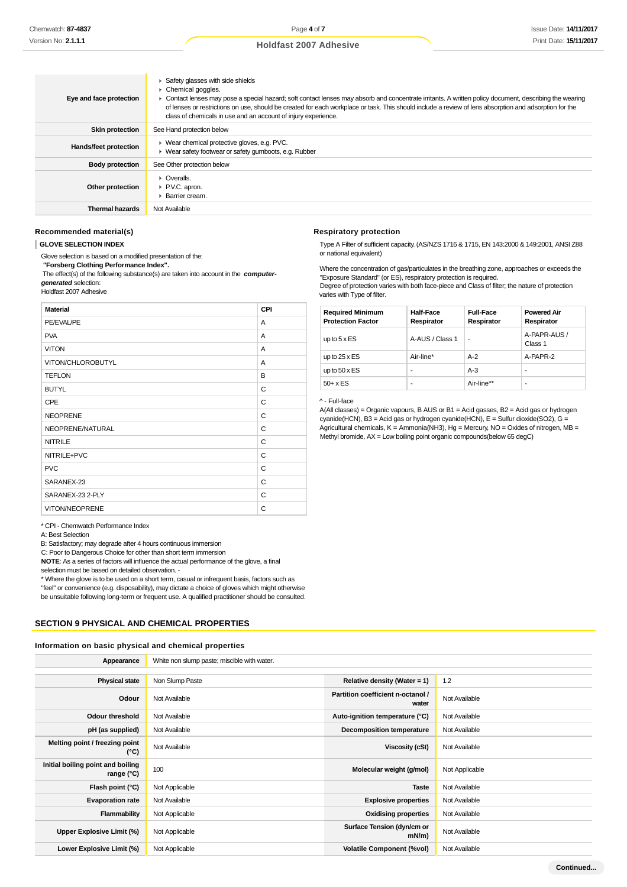| | |
|---|---|
| **Eye and face protection** | ▸ Safety glasses with side shields<br>▸ Chemical goggles.<br>▸ Contact lenses may pose a special hazard; soft contact lenses may absorb and concentrate irritants. A written policy document, describing the wearing of lenses or restrictions on use, should be created for each workplace or task. This should include a review of lens absorption and adsorption for the class of chemicals in use and an account of injury experience. |
| **Skin protection** | See Hand protection below |
| **Hands/feet protection** | ▸ Wear chemical protective gloves, e.g. PVC.<br>▸ Wear safety footwear or safety gumboots, e.g. Rubber |
| **Body protection** | See Other protection below |
| **Other protection** | ▸ Overalls.<br>▸ P.V.C. apron.<br>▸ Barrier cream. |
| **Thermal hazards** | Not Available |

### Recommended material(s)

**GLOVE SELECTION INDEX**

Glove selection is based on a modified presentation of the:
**"Forsberg Clothing Performance Index".**
The effect(s) of the following substance(s) are taken into account in the ***computer-generated*** selection:
Holdfast 2007 Adhesive

| Material | CPI |
|---|---|
| PE/EVAL/PE | A |
| PVA | A |
| VITON | A |
| VITON/CHLOROBUTYL | A |
| TEFLON | B |
| BUTYL | C |
| CPE | C |
| NEOPRENE | C |
| NEOPRENE/NATURAL | C |
| NITRILE | C |
| NITRILE+PVC | C |
| PVC | C |
| SARANEX-23 | C |
| SARANEX-23 2-PLY | C |
| VITON/NEOPRENE | C |

* CPI - Chemwatch Performance Index
A: Best Selection
B: Satisfactory; may degrade after 4 hours continuous immersion
C: Poor to Dangerous Choice for other than short term immersion
**NOTE**: As a series of factors will influence the actual performance of the glove, a final selection must be based on detailed observation. -
* Where the glove is to be used on a short term, casual or infrequent basis, factors such as "feel" or convenience (e.g. disposability), may dictate a choice of gloves which might otherwise be unsuitable following long-term or frequent use. A qualified practitioner should be consulted.

### Respiratory protection

Type A Filter of sufficient capacity. (AS/NZS 1716 & 1715, EN 143:2000 & 149:2001, ANSI Z88 or national equivalent)

Where the concentration of gas/particulates in the breathing zone, approaches or exceeds the "Exposure Standard" (or ES), respiratory protection is required.
Degree of protection varies with both face-piece and Class of filter; the nature of protection varies with Type of filter.

| Required Minimum Protection Factor | Half-Face Respirator | Full-Face Respirator | Powered Air Respirator |
|---|---|---|---|
| up to 5 x ES | A-AUS / Class 1 | - | A-PAPR-AUS / Class 1 |
| up to 25 x ES | Air-line* | A-2 | A-PAPR-2 |
| up to 50 x ES | - | A-3 | - |
| 50+ x ES | - | Air-line** | - |

^ - Full-face
A(All classes) = Organic vapours, B AUS or B1 = Acid gasses, B2 = Acid gas or hydrogen cyanide(HCN), B3 = Acid gas or hydrogen cyanide(HCN), E = Sulfur dioxide(SO2), G = Agricultural chemicals, K = Ammonia(NH3), Hg = Mercury, NO = Oxides of nitrogen, MB = Methyl bromide, AX = Low boiling point organic compounds(below 65 degC)

## SECTION 9 PHYSICAL AND CHEMICAL PROPERTIES

### Information on basic physical and chemical properties

| | | | |
|---|---|---|---|
| **Appearance** | White non slump paste; miscible with water. | | |
| **Physical state** | Non Slump Paste | **Relative density (Water = 1)** | 1.2 |
| **Odour** | Not Available | **Partition coefficient n-octanol / water** | Not Available |
| **Odour threshold** | Not Available | **Auto-ignition temperature (°C)** | Not Available |
| **pH (as supplied)** | Not Available | **Decomposition temperature** | Not Available |
| **Melting point / freezing point (°C)** | Not Available | **Viscosity (cSt)** | Not Available |
| **Initial boiling point and boiling range (°C)** | 100 | **Molecular weight (g/mol)** | Not Applicable |
| **Flash point (°C)** | Not Applicable | **Taste** | Not Available |
| **Evaporation rate** | Not Available | **Explosive properties** | Not Available |
| **Flammability** | Not Applicable | **Oxidising properties** | Not Available |
| **Upper Explosive Limit (%)** | Not Applicable | **Surface Tension (dyn/cm or mN/m)** | Not Available |
| **Lower Explosive Limit (%)** | Not Applicable | **Volatile Component (%vol)** | Not Available |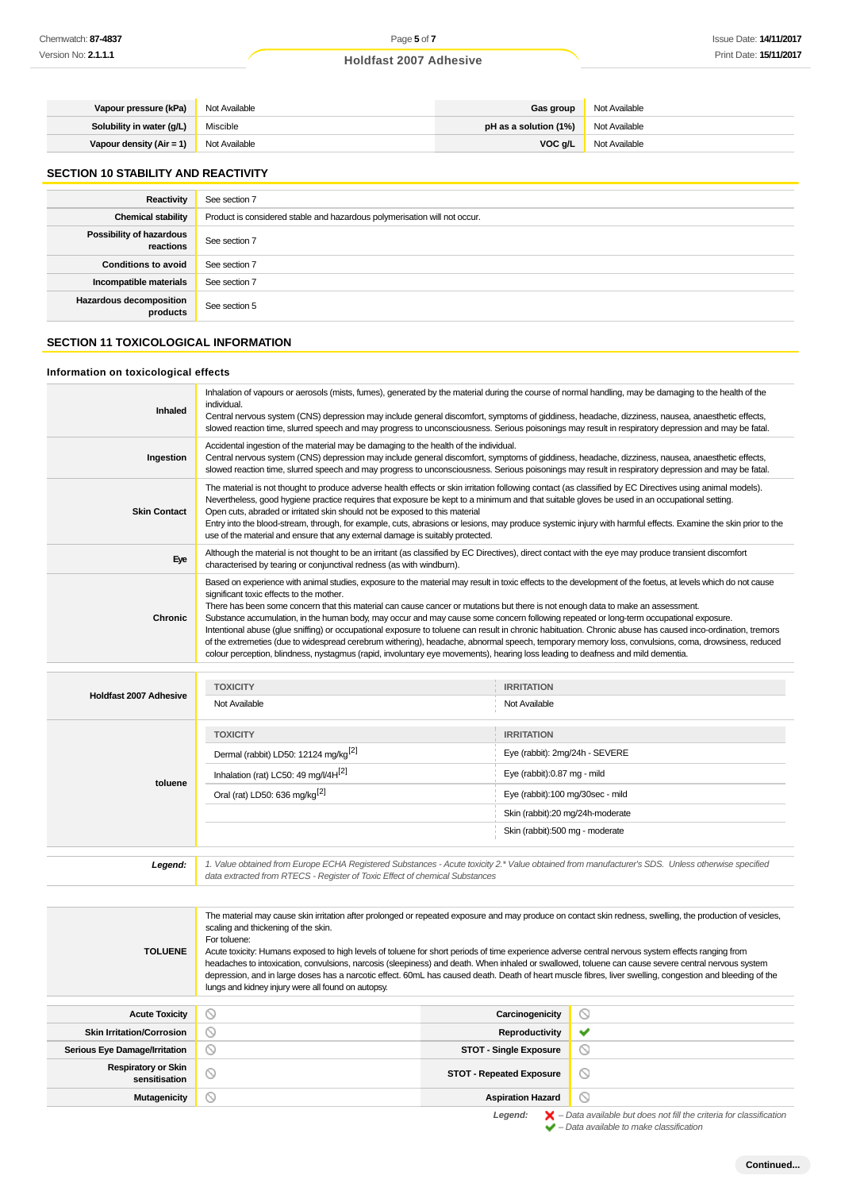| | | | |
|---|---|---|---|
| **Vapour pressure (kPa)** | Not Available | **Gas group** | Not Available |
| **Solubility in water (g/L)** | Miscible | **pH as a solution (1%)** | Not Available |
| **Vapour density (Air = 1)** | Not Available | **VOC g/L** | Not Available |

## SECTION 10 STABILITY AND REACTIVITY

| | |
|---|---|
| **Reactivity** | See section 7 |
| **Chemical stability** | Product is considered stable and hazardous polymerisation will not occur. |
| **Possibility of hazardous reactions** | See section 7 |
| **Conditions to avoid** | See section 7 |
| **Incompatible materials** | See section 7 |
| **Hazardous decomposition products** | See section 5 |

## SECTION 11 TOXICOLOGICAL INFORMATION

### Information on toxicological effects

| | |
|---|---|
| **Inhaled** | Inhalation of vapours or aerosols (mists, fumes), generated by the material during the course of normal handling, may be damaging to the health of the individual.<br>Central nervous system (CNS) depression may include general discomfort, symptoms of giddiness, headache, dizziness, nausea, anaesthetic effects, slowed reaction time, slurred speech and may progress to unconsciousness. Serious poisonings may result in respiratory depression and may be fatal. |
| **Ingestion** | Accidental ingestion of the material may be damaging to the health of the individual.<br>Central nervous system (CNS) depression may include general discomfort, symptoms of giddiness, headache, dizziness, nausea, anaesthetic effects, slowed reaction time, slurred speech and may progress to unconsciousness. Serious poisonings may result in respiratory depression and may be fatal. |
| **Skin Contact** | The material is not thought to produce adverse health effects or skin irritation following contact (as classified by EC Directives using animal models). Nevertheless, good hygiene practice requires that exposure be kept to a minimum and that suitable gloves be used in an occupational setting.<br>Open cuts, abraded or irritated skin should not be exposed to this material<br>Entry into the blood-stream, through, for example, cuts, abrasions or lesions, may produce systemic injury with harmful effects. Examine the skin prior to the use of the material and ensure that any external damage is suitably protected. |
| **Eye** | Although the material is not thought to be an irritant (as classified by EC Directives), direct contact with the eye may produce transient discomfort characterised by tearing or conjunctival redness (as with windburn). |
| **Chronic** | Based on experience with animal studies, exposure to the material may result in toxic effects to the development of the foetus, at levels which do not cause significant toxic effects to the mother.<br>There has been some concern that this material can cause cancer or mutations but there is not enough data to make an assessment.<br>Substance accumulation, in the human body, may occur and may cause some concern following repeated or long-term occupational exposure.<br>Intentional abuse (glue sniffing) or occupational exposure to toluene can result in chronic habituation. Chronic abuse has caused inco-ordination, tremors of the extremeties (due to widespread cerebrum withering), headache, abnormal speech, temporary memory loss, convulsions, coma, drowsiness, reduced colour perception, blindness, nystagmus (rapid, involuntary eye movements), hearing loss leading to deafness and mild dementia. |

| | TOXICITY | IRRITATION |
|---|---|---|
| **Holdfast 2007 Adhesive** | Not Available | Not Available |
| **toluene** | Dermal (rabbit) LD50: 12124 mg/kg[2] | Eye (rabbit): 2mg/24h - SEVERE |
| | Inhalation (rat) LC50: 49 mg/l/4H[2] | Eye (rabbit):0.87 mg - mild |
| | Oral (rat) LD50: 636 mg/kg[2] | Eye (rabbit):100 mg/30sec - mild |
| | | Skin (rabbit):20 mg/24h-moderate |
| | | Skin (rabbit):500 mg - moderate |
| ***Legend:*** | *1. Value obtained from Europe ECHA Registered Substances - Acute toxicity 2.\* Value obtained from manufacturer's SDS. Unless otherwise specified data extracted from RTECS - Register of Toxic Effect of chemical Substances* | |

| | |
|---|---|
| **TOLUENE** | The material may cause skin irritation after prolonged or repeated exposure and may produce on contact skin redness, swelling, the production of vesicles, scaling and thickening of the skin.<br>For toluene:<br>Acute toxicity: Humans exposed to high levels of toluene for short periods of time experience adverse central nervous system effects ranging from headaches to intoxication, convulsions, narcosis (sleepiness) and death. When inhaled or swallowed, toluene can cause severe central nervous system depression, and in large doses has a narcotic effect. 60mL has caused death. Death of heart muscle fibres, liver swelling, congestion and bleeding of the lungs and kidney injury were all found on autopsy. |

| | | | |
|---|---|---|---|
| **Acute Toxicity** | ⦸ | **Carcinogenicity** | ⦸ |
| **Skin Irritation/Corrosion** | ⦸ | **Reproductivity** | ✔ |
| **Serious Eye Damage/Irritation** | ⦸ | **STOT - Single Exposure** | ⦸ |
| **Respiratory or Skin sensitisation** | ⦸ | **STOT - Repeated Exposure** | ⦸ |
| **Mutagenicity** | ⦸ | **Aspiration Hazard** | ⦸ |

***Legend:*** ✘ *– Data available but does not fill the criteria for classification*
✔ *– Data available to make classification*
⦸ *– Data Not Available to make classification*

**Continued...**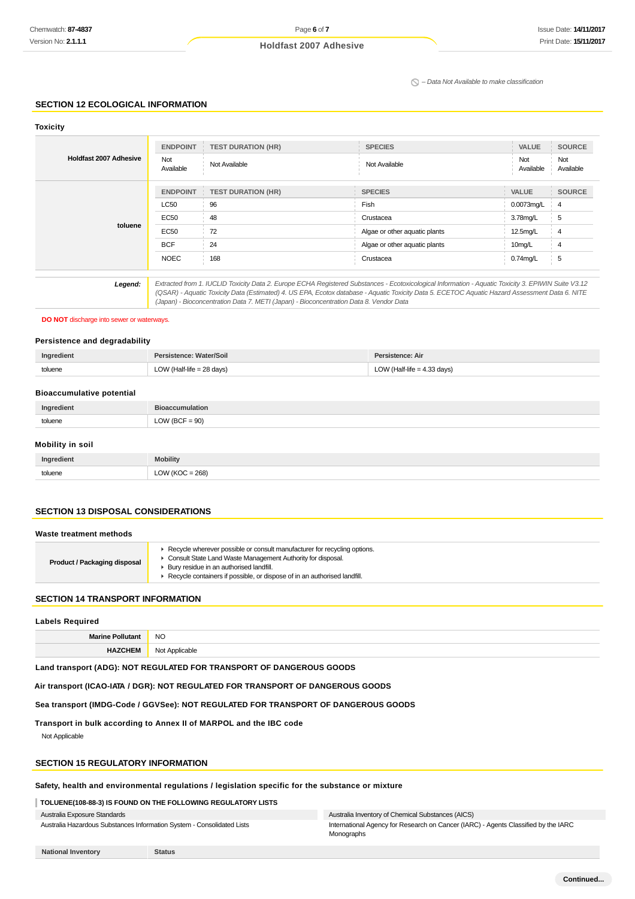⃠ – Data Not Available to make classification

## SECTION 12 ECOLOGICAL INFORMATION

### Toxicity

| | ENDPOINT | TEST DURATION (HR) | SPECIES | VALUE | SOURCE |
|---|---|---|---|---|---|
| **Holdfast 2007 Adhesive** | Not Available | Not Available | Not Available | Not Available | Not Available |

| | ENDPOINT | TEST DURATION (HR) | SPECIES | VALUE | SOURCE |
|---|---|---|---|---|---|
| **toluene** | LC50 | 96 | Fish | 0.0073mg/L | 4 |
| | EC50 | 48 | Crustacea | 3.78mg/L | 5 |
| | EC50 | 72 | Algae or other aquatic plants | 12.5mg/L | 4 |
| | BCF | 24 | Algae or other aquatic plants | 10mg/L | 4 |
| | NOEC | 168 | Crustacea | 0.74mg/L | 5 |

***Legend:*** *Extracted from 1. IUCLID Toxicity Data 2. Europe ECHA Registered Substances - Ecotoxicological Information - Aquatic Toxicity 3. EPIWIN Suite V3.12 (QSAR) - Aquatic Toxicity Data (Estimated) 4. US EPA, Ecotox database - Aquatic Toxicity Data 5. ECETOC Aquatic Hazard Assessment Data 6. NITE (Japan) - Bioconcentration Data 7. METI (Japan) - Bioconcentration Data 8. Vendor Data*

**DO NOT** discharge into sewer or waterways.

### Persistence and degradability

| Ingredient | Persistence: Water/Soil | Persistence: Air |
|---|---|---|
| toluene | LOW (Half-life = 28 days) | LOW (Half-life = 4.33 days) |

### Bioaccumulative potential

| Ingredient | Bioaccumulation |
|---|---|
| toluene | LOW (BCF = 90) |

### Mobility in soil

| Ingredient | Mobility |
|---|---|
| toluene | LOW (KOC = 268) |

## SECTION 13 DISPOSAL CONSIDERATIONS

### Waste treatment methods

**Product / Packaging disposal**

- Recycle wherever possible or consult manufacturer for recycling options.
- Consult State Land Waste Management Authority for disposal.
- Bury residue in an authorised landfill.
- Recycle containers if possible, or dispose of in an authorised landfill.

## SECTION 14 TRANSPORT INFORMATION

### Labels Required

| | |
|---|---|
| **Marine Pollutant** | NO |
| **HAZCHEM** | Not Applicable |

### Land transport (ADG): NOT REGULATED FOR TRANSPORT OF DANGEROUS GOODS

### Air transport (ICAO-IATA / DGR): NOT REGULATED FOR TRANSPORT OF DANGEROUS GOODS

### Sea transport (IMDG-Code / GGVSee): NOT REGULATED FOR TRANSPORT OF DANGEROUS GOODS

### Transport in bulk according to Annex II of MARPOL and the IBC code

Not Applicable

## SECTION 15 REGULATORY INFORMATION

### Safety, health and environmental regulations / legislation specific for the substance or mixture

**TOLUENE(108-88-3) IS FOUND ON THE FOLLOWING REGULATORY LISTS**

| | |
|---|---|
| Australia Exposure Standards | Australia Inventory of Chemical Substances (AICS) |
| Australia Hazardous Substances Information System - Consolidated Lists | International Agency for Research on Cancer (IARC) - Agents Classified by the IARC Monographs |

| National Inventory | Status |
|---|---|

Continued...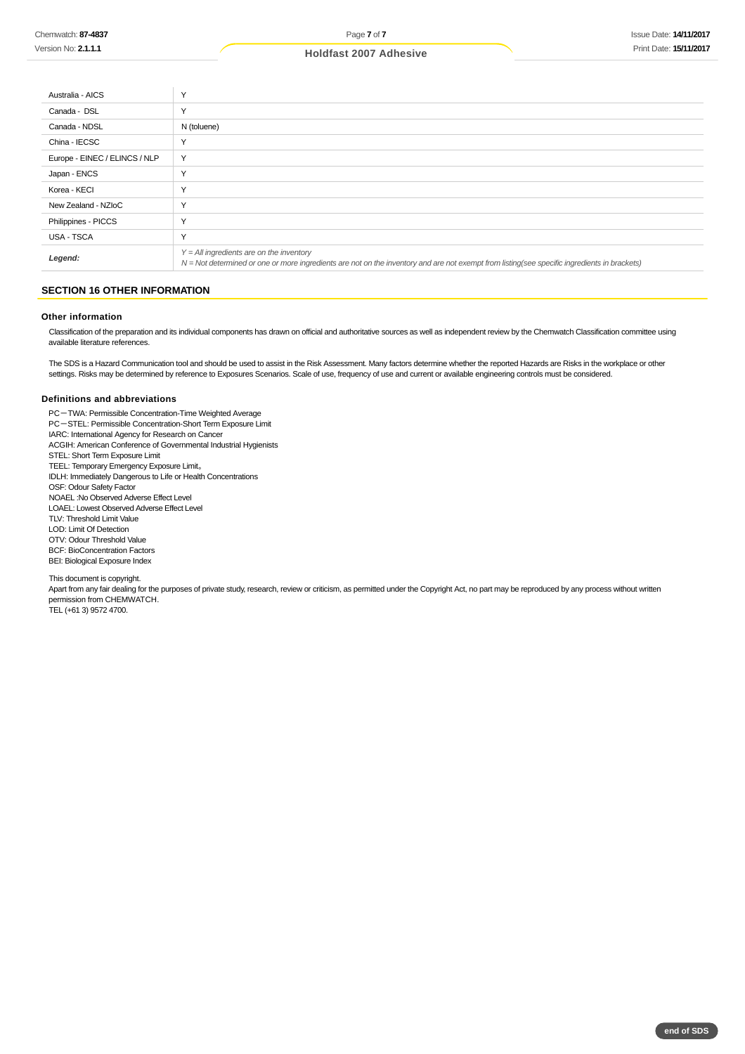| | |
|---|---|
| Australia - AICS | Y |
| Canada - DSL | Y |
| Canada - NDSL | N (toluene) |
| China - IECSC | Y |
| Europe - EINEC / ELINCS / NLP | Y |
| Japan - ENCS | Y |
| Korea - KECI | Y |
| New Zealand - NZIoC | Y |
| Philippines - PICCS | Y |
| USA - TSCA | Y |
| **Legend:** | *Y = All ingredients are on the inventory*<br>*N = Not determined or one or more ingredients are not on the inventory and are not exempt from listing(see specific ingredients in brackets)* |

## SECTION 16 OTHER INFORMATION

### Other information

Classification of the preparation and its individual components has drawn on official and authoritative sources as well as independent review by the Chemwatch Classification committee using available literature references.

The SDS is a Hazard Communication tool and should be used to assist in the Risk Assessment. Many factors determine whether the reported Hazards are Risks in the workplace or other settings. Risks may be determined by reference to Exposures Scenarios. Scale of use, frequency of use and current or available engineering controls must be considered.

### Definitions and abbreviations

PC－TWA: Permissible Concentration-Time Weighted Average
PC－STEL: Permissible Concentration-Short Term Exposure Limit
IARC: International Agency for Research on Cancer
ACGIH: American Conference of Governmental Industrial Hygienists
STEL: Short Term Exposure Limit
TEEL: Temporary Emergency Exposure Limit。
IDLH: Immediately Dangerous to Life or Health Concentrations
OSF: Odour Safety Factor
NOAEL :No Observed Adverse Effect Level
LOAEL: Lowest Observed Adverse Effect Level
TLV: Threshold Limit Value
LOD: Limit Of Detection
OTV: Odour Threshold Value
BCF: BioConcentration Factors
BEI: Biological Exposure Index

This document is copyright.
Apart from any fair dealing for the purposes of private study, research, review or criticism, as permitted under the Copyright Act, no part may be reproduced by any process without written permission from CHEMWATCH.
TEL (+61 3) 9572 4700.

end of SDS